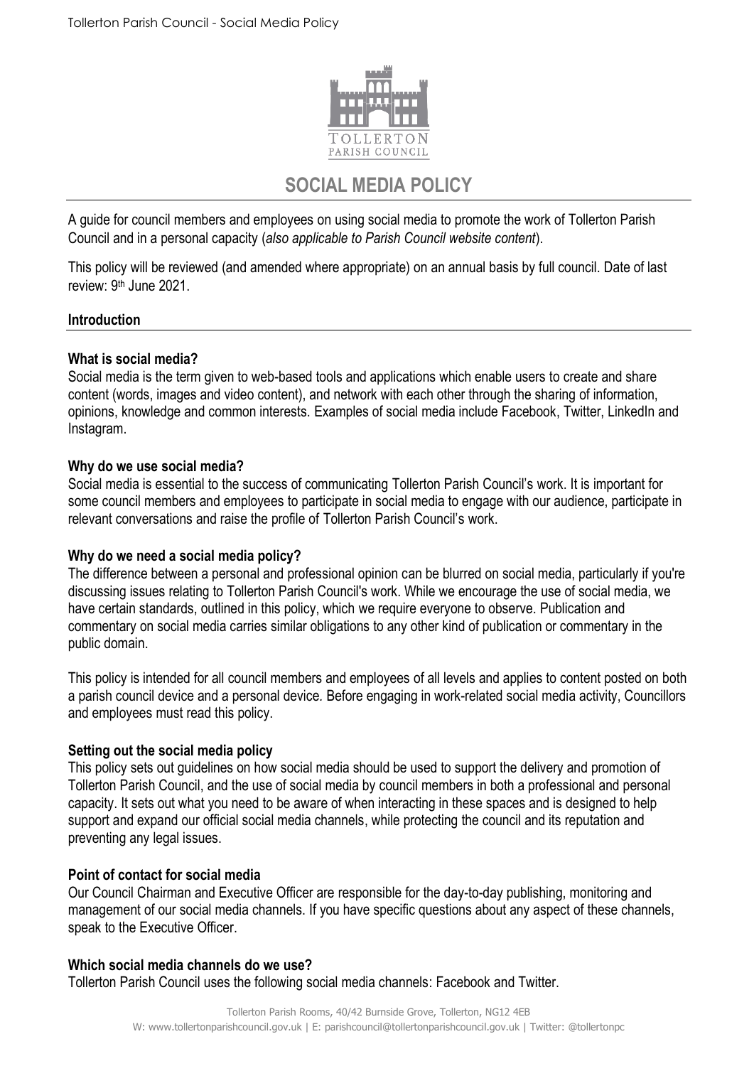# SOCIAL MEDIA POLICY

A guide for council members and employees on using social media to promote the work of Tollerton Parish Council and in a personal capacity (*also applicable to Parish Council website content*).

This policy will be reviewed (and amended where appropriate) on an annual basis by full council. Date of last review: 9th June 2021.

## Introduction

### What is social media?

Social media is the term given to web-based tools and applications which enable users to create and share content (words, images and video content), and network with each other through the sharing of information, opinions, knowledge and common interests. Examples of social media include Facebook, Twitter, LinkedIn and Instagram.

### Why do we use social media?

Social media is essential to the success of communicating Tollerton Parish Council's work. It is important for some council members and employees to participate in social media to engage with our audience, participate in relevant conversations and raise the profile of Tollerton Parish Council's work.

### Why do we need a social media policy?

The difference between a personal and professional opinion can be blurred on social media, particularly if you're discussing issues relating to Tollerton Parish Council's work. While we encourage the use of social media, we have certain standards, outlined in this policy, which we require everyone to observe. Publication and commentary on social media carries similar obligations to any other kind of publication or commentary in the public domain.

This policy is intended for all council members and employees of all levels and applies to content posted on both a parish council device and a personal device. Before engaging in work-related social media activity, Councillors and employees must read this policy.

### Setting out the social media policy

This policy sets out guidelines on how social media should be used to support the delivery and promotion of Tollerton Parish Council, and the use of social media by council members in both a professional and personal capacity. It sets out what you need to be aware of when interacting in these spaces and is designed to help support and expand our official social media channels, while protecting the council and its reputation and preventing any legal issues.

### Point of contact for social media

Our Council Chairman and Executive Officer are responsible for the day-to-day publishing, monitoring and management of our social media channels. If you have specific questions about any aspect of these channels, speak to the Executive Officer.

### Which social media channels do we use?

Tollerton Parish Council uses the following social media channels: Facebook and Twitter.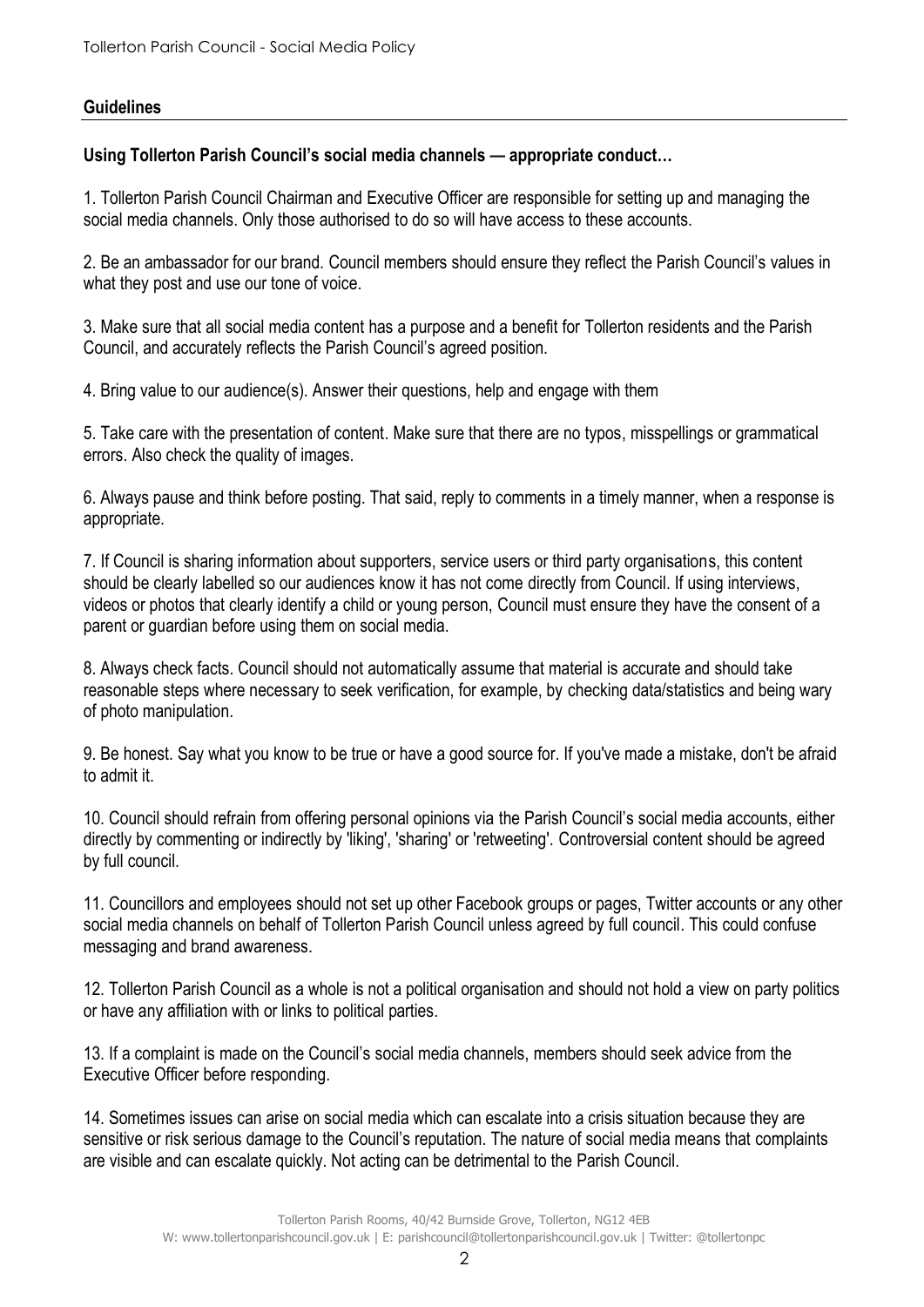## Guidelines

### Using Tollerton Parish Council's social media channels — appropriate conduct…

1. Tollerton Parish Council Chairman and Executive Officer are responsible for setting up and managing the social media channels. Only those authorised to do so will have access to these accounts.

2. Be an ambassador for our brand. Council members should ensure they reflect the Parish Council's values in what they post and use our tone of voice.

3. Make sure that all social media content has a purpose and a benefit for Tollerton residents and the Parish Council, and accurately reflects the Parish Council's agreed position.

4. Bring value to our audience(s). Answer their questions, help and engage with them

5. Take care with the presentation of content. Make sure that there are no typos, misspellings or grammatical errors. Also check the quality of images.

6. Always pause and think before posting. That said, reply to comments in a timely manner, when a response is appropriate.

7. If Council is sharing information about supporters, service users or third party organisations, this content should be clearly labelled so our audiences know it has not come directly from Council. If using interviews, videos or photos that clearly identify a child or young person, Council must ensure they have the consent of a parent or guardian before using them on social media.

8. Always check facts. Council should not automatically assume that material is accurate and should take reasonable steps where necessary to seek verification, for example, by checking data/statistics and being wary of photo manipulation.

9. Be honest. Say what you know to be true or have a good source for. If you've made a mistake, don't be afraid to admit it.

10. Council should refrain from offering personal opinions via the Parish Council's social media accounts, either directly by commenting or indirectly by 'liking', 'sharing' or 'retweeting'. Controversial content should be agreed by full council.

11. Councillors and employees should not set up other Facebook groups or pages, Twitter accounts or any other social media channels on behalf of Tollerton Parish Council unless agreed by full council. This could confuse messaging and brand awareness.

12. Tollerton Parish Council as a whole is not a political organisation and should not hold a view on party politics or have any affiliation with or links to political parties.

13. If a complaint is made on the Council's social media channels, members should seek advice from the Executive Officer before responding.

14. Sometimes issues can arise on social media which can escalate into a crisis situation because they are sensitive or risk serious damage to the Council's reputation. The nature of social media means that complaints are visible and can escalate quickly. Not acting can be detrimental to the Parish Council.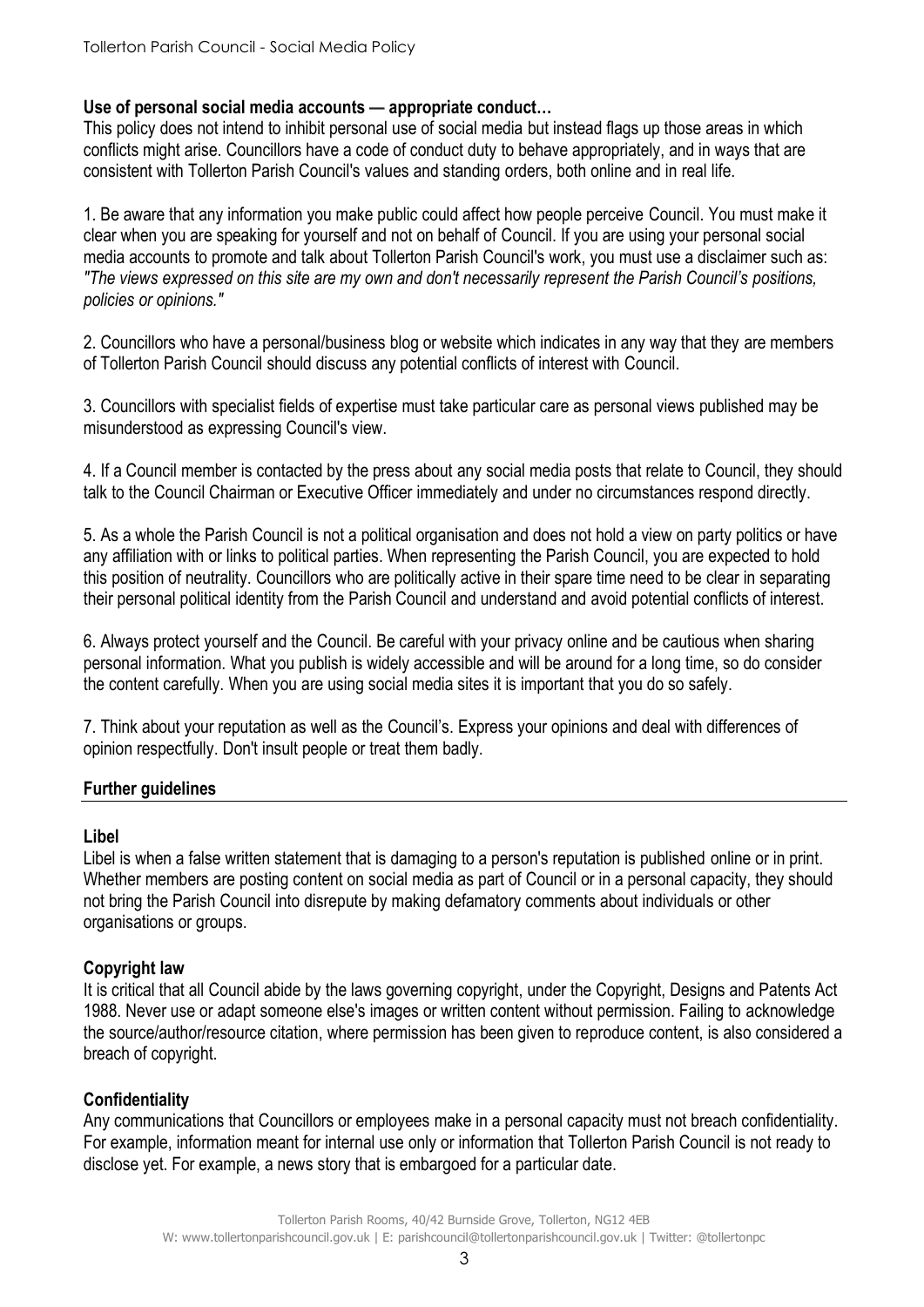**Use of personal social media accounts — appropriate conduct…**

This policy does not intend to inhibit personal use of social media but instead flags up those areas in which conflicts might arise. Councillors have a code of conduct duty to behave appropriately, and in ways that are consistent with Tollerton Parish Council's values and standing orders, both online and in real life.

1. Be aware that any information you make public could affect how people perceive Council. You must make it clear when you are speaking for yourself and not on behalf of Council. If you are using your personal social media accounts to promote and talk about Tollerton Parish Council's work, you must use a disclaimer such as: *"The views expressed on this site are my own and don't necessarily represent the Parish Council's positions, policies or opinions."*

2. Councillors who have a personal/business blog or website which indicates in any way that they are members of Tollerton Parish Council should discuss any potential conflicts of interest with Council.

3. Councillors with specialist fields of expertise must take particular care as personal views published may be misunderstood as expressing Council's view.

4. If a Council member is contacted by the press about any social media posts that relate to Council, they should talk to the Council Chairman or Executive Officer immediately and under no circumstances respond directly.

5. As a whole the Parish Council is not a political organisation and does not hold a view on party politics or have any affiliation with or links to political parties. When representing the Parish Council, you are expected to hold this position of neutrality. Councillors who are politically active in their spare time need to be clear in separating their personal political identity from the Parish Council and understand and avoid potential conflicts of interest.

6. Always protect yourself and the Council. Be careful with your privacy online and be cautious when sharing personal information. What you publish is widely accessible and will be around for a long time, so do consider the content carefully. When you are using social media sites it is important that you do so safely.

7. Think about your reputation as well as the Council's. Express your opinions and deal with differences of opinion respectfully. Don't insult people or treat them badly.

## Further guidelines

**Libel**

Libel is when a false written statement that is damaging to a person's reputation is published online or in print. Whether members are posting content on social media as part of Council or in a personal capacity, they should not bring the Parish Council into disrepute by making defamatory comments about individuals or other organisations or groups.

**Copyright law**

It is critical that all Council abide by the laws governing copyright, under the Copyright, Designs and Patents Act 1988. Never use or adapt someone else's images or written content without permission. Failing to acknowledge the source/author/resource citation, where permission has been given to reproduce content, is also considered a breach of copyright.

**Confidentiality**

Any communications that Councillors or employees make in a personal capacity must not breach confidentiality. For example, information meant for internal use only or information that Tollerton Parish Council is not ready to disclose yet. For example, a news story that is embargoed for a particular date.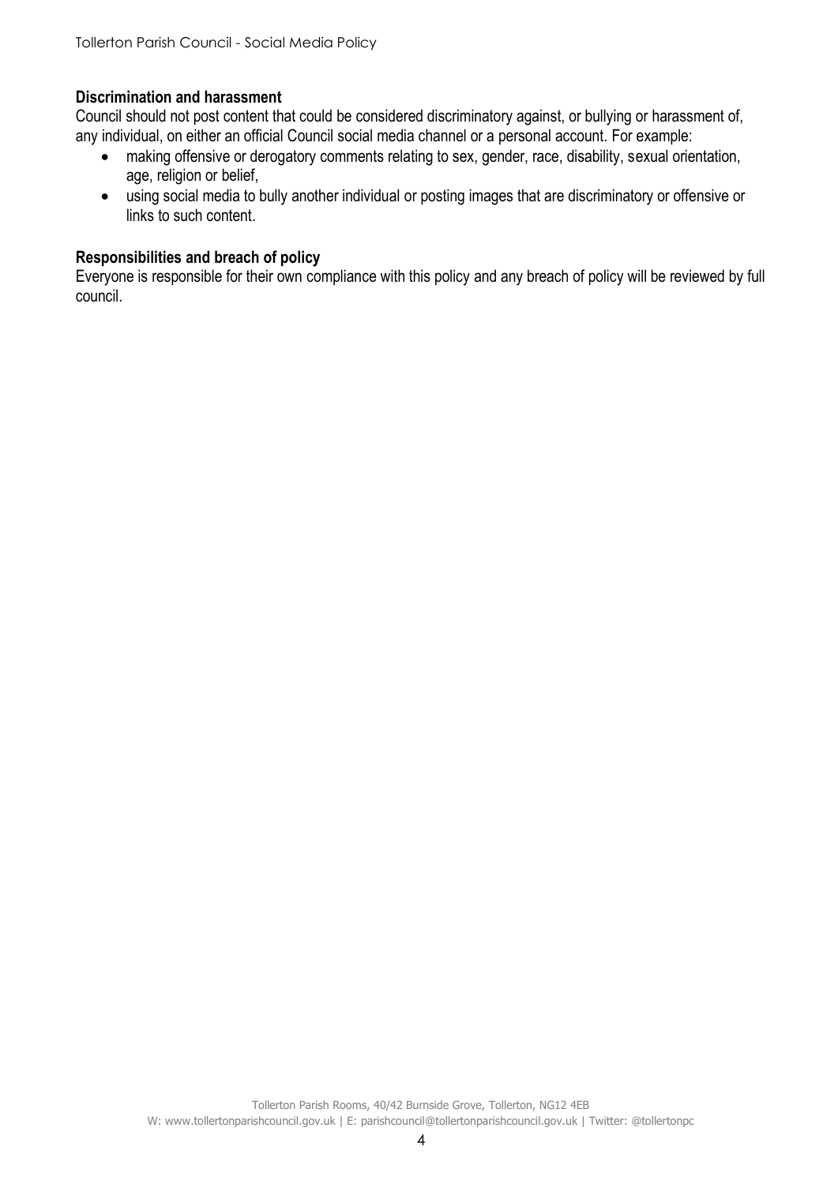**Discrimination and harassment**

Council should not post content that could be considered discriminatory against, or bullying or harassment of, any individual, on either an official Council social media channel or a personal account. For example:

- making offensive or derogatory comments relating to sex, gender, race, disability, sexual orientation, age, religion or belief,
- using social media to bully another individual or posting images that are discriminatory or offensive or links to such content.

**Responsibilities and breach of policy**

Everyone is responsible for their own compliance with this policy and any breach of policy will be reviewed by full council.